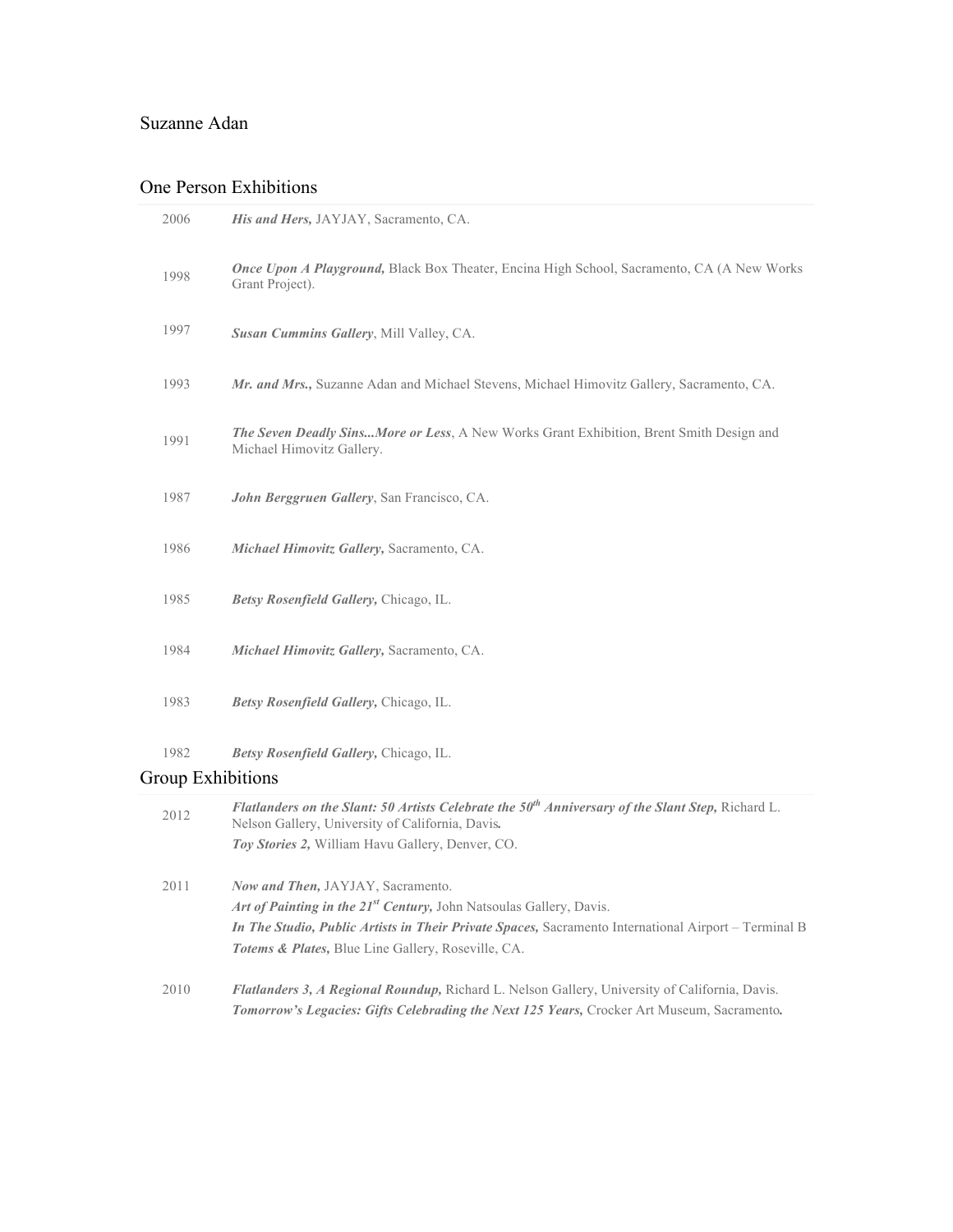# Suzanne Adan

## One Person Exhibitions

| | |
|---|---|
| 2006 | ***His and Hers,*** JAYJAY, Sacramento, CA. |
| 1998 | ***Once Upon A Playground,*** Black Box Theater, Encina High School, Sacramento, CA (A New Works Grant Project). |
| 1997 | ***Susan Cummins Gallery***, Mill Valley, CA. |
| 1993 | ***Mr. and Mrs.,*** Suzanne Adan and Michael Stevens, Michael Himovitz Gallery, Sacramento, CA. |
| 1991 | ***The Seven Deadly Sins...More or Less***, A New Works Grant Exhibition, Brent Smith Design and Michael Himovitz Gallery. |
| 1987 | ***John Berggruen Gallery***, San Francisco, CA. |
| 1986 | ***Michael Himovitz Gallery,*** Sacramento, CA. |
| 1985 | ***Betsy Rosenfield Gallery,*** Chicago, IL. |
| 1984 | ***Michael Himovitz Gallery,*** Sacramento, CA. |
| 1983 | ***Betsy Rosenfield Gallery,*** Chicago, IL. |
| 1982 | ***Betsy Rosenfield Gallery,*** Chicago, IL. |

## Group Exhibitions

| | |
|---|---|
| 2012 | ***Flatlanders on the Slant: 50 Artists Celebrate the 50th Anniversary of the Slant Step,*** Richard L. Nelson Gallery, University of California, Davis. <br> ***Toy Stories 2,*** William Havu Gallery, Denver, CO. |
| 2011 | ***Now and Then,*** JAYJAY, Sacramento. <br> ***Art of Painting in the 21st Century,*** John Natsoulas Gallery, Davis. <br> ***In The Studio, Public Artists in Their Private Spaces,*** Sacramento International Airport – Terminal B <br> ***Totems & Plates,*** Blue Line Gallery, Roseville, CA. |
| 2010 | ***Flatlanders 3, A Regional Roundup,*** Richard L. Nelson Gallery, University of California, Davis. <br> ***Tomorrow's Legacies: Gifts Celebrading the Next 125 Years,*** Crocker Art Museum, Sacramento. |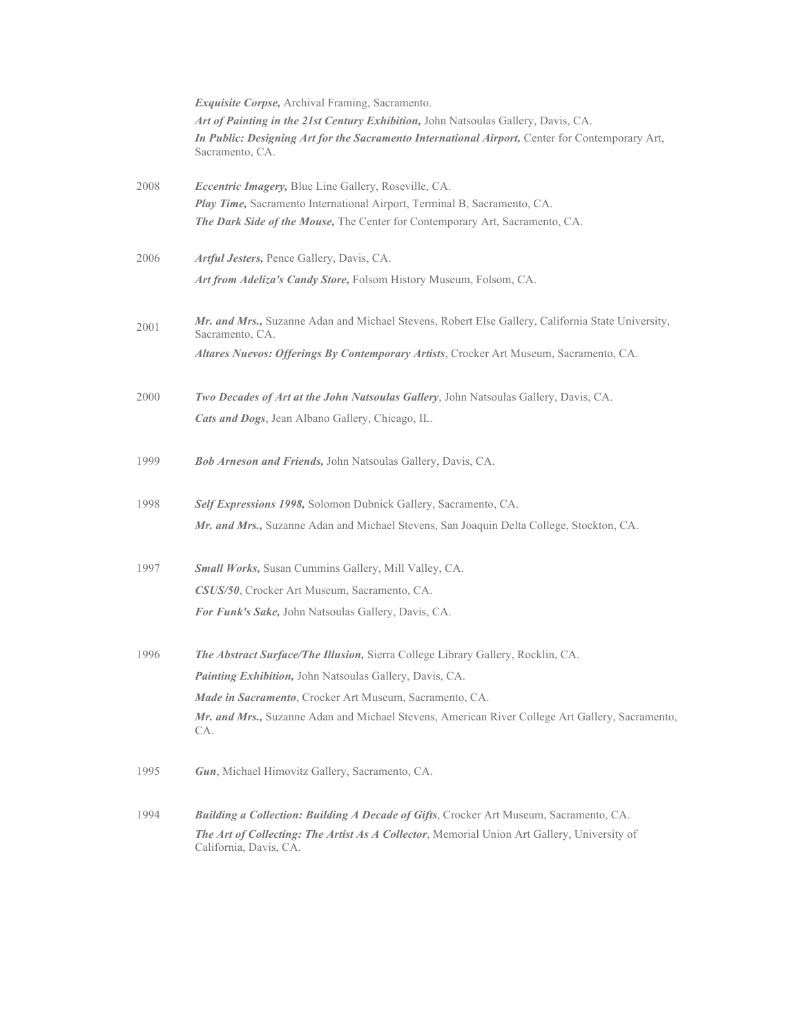***Exquisite Corpse,*** Archival Framing, Sacramento.
***Art of Painting in the 21st Century Exhibition,*** John Natsoulas Gallery, Davis, CA.
***In Public: Designing Art for the Sacramento International Airport,*** Center for Contemporary Art, Sacramento, CA.

2008 ***Eccentric Imagery,*** Blue Line Gallery, Roseville, CA.
***Play Time,*** Sacramento International Airport, Terminal B, Sacramento, CA.
***The Dark Side of the Mouse,*** The Center for Contemporary Art, Sacramento, CA.

2006 ***Artful Jesters,*** Pence Gallery, Davis, CA.
***Art from Adeliza's Candy Store,*** Folsom History Museum, Folsom, CA.

2001 ***Mr. and Mrs.,*** Suzanne Adan and Michael Stevens, Robert Else Gallery, California State University, Sacramento, CA.
***Altares Nuevos: Offerings By Contemporary Artists***, Crocker Art Museum, Sacramento, CA.

2000 ***Two Decades of Art at the John Natsoulas Gallery***, John Natsoulas Gallery, Davis, CA.
***Cats and Dogs***, Jean Albano Gallery, Chicago, IL.

1999 ***Bob Arneson and Friends,*** John Natsoulas Gallery, Davis, CA.

1998 ***Self Expressions 1998,*** Solomon Dubnick Gallery, Sacramento, CA.
***Mr. and Mrs.,*** Suzanne Adan and Michael Stevens, San Joaquin Delta College, Stockton, CA.

1997 ***Small Works,*** Susan Cummins Gallery, Mill Valley, CA.
***CSUS/50***, Crocker Art Museum, Sacramento, CA.
***For Funk's Sake,*** John Natsoulas Gallery, Davis, CA.

1996 ***The Abstract Surface/The Illusion,*** Sierra College Library Gallery, Rocklin, CA.
***Painting Exhibition,*** John Natsoulas Gallery, Davis, CA.
***Made in Sacramento***, Crocker Art Museum, Sacramento, CA.
***Mr. and Mrs.,*** Suzanne Adan and Michael Stevens, American River College Art Gallery, Sacramento, CA.

1995 ***Gun***, Michael Himovitz Gallery, Sacramento, CA.

1994 ***Building a Collection: Building A Decade of Gifts***, Crocker Art Museum, Sacramento, CA.
***The Art of Collecting: The Artist As A Collector***, Memorial Union Art Gallery, University of California, Davis, CA.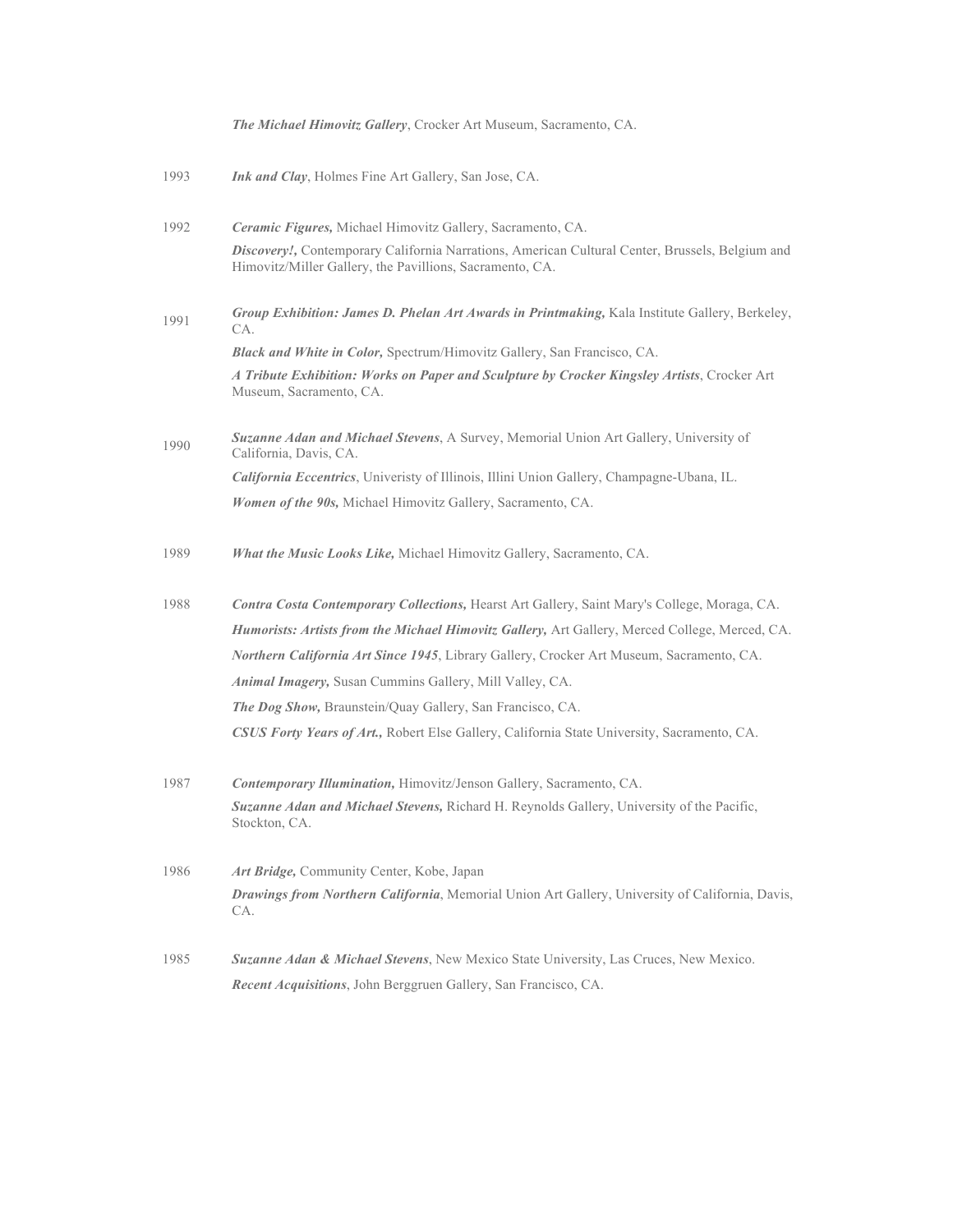***The Michael Himovitz Gallery***, Crocker Art Museum, Sacramento, CA.

1993 ***Ink and Clay***, Holmes Fine Art Gallery, San Jose, CA.

1992 ***Ceramic Figures,*** Michael Himovitz Gallery, Sacramento, CA.

***Discovery!,*** Contemporary California Narrations, American Cultural Center, Brussels, Belgium and Himovitz/Miller Gallery, the Pavillions, Sacramento, CA.

1991 ***Group Exhibition: James D. Phelan Art Awards in Printmaking,*** Kala Institute Gallery, Berkeley, CA.

***Black and White in Color,*** Spectrum/Himovitz Gallery, San Francisco, CA.

***A Tribute Exhibition: Works on Paper and Sculpture by Crocker Kingsley Artists***, Crocker Art Museum, Sacramento, CA.

1990 ***Suzanne Adan and Michael Stevens***, A Survey, Memorial Union Art Gallery, University of California, Davis, CA.

***California Eccentrics***, Univeristy of Illinois, Illini Union Gallery, Champagne-Ubana, IL.

***Women of the 90s,*** Michael Himovitz Gallery, Sacramento, CA.

1989 ***What the Music Looks Like,*** Michael Himovitz Gallery, Sacramento, CA.

1988 ***Contra Costa Contemporary Collections,*** Hearst Art Gallery, Saint Mary's College, Moraga, CA.

***Humorists: Artists from the Michael Himovitz Gallery,*** Art Gallery, Merced College, Merced, CA.

***Northern California Art Since 1945***, Library Gallery, Crocker Art Museum, Sacramento, CA.

***Animal Imagery,*** Susan Cummins Gallery, Mill Valley, CA.

***The Dog Show,*** Braunstein/Quay Gallery, San Francisco, CA.

***CSUS Forty Years of Art.,*** Robert Else Gallery, California State University, Sacramento, CA.

1987 ***Contemporary Illumination,*** Himovitz/Jenson Gallery, Sacramento, CA.

***Suzanne Adan and Michael Stevens,*** Richard H. Reynolds Gallery, University of the Pacific, Stockton, CA.

1986 ***Art Bridge,*** Community Center, Kobe, Japan

***Drawings from Northern California***, Memorial Union Art Gallery, University of California, Davis, CA.

1985 ***Suzanne Adan & Michael Stevens***, New Mexico State University, Las Cruces, New Mexico.

***Recent Acquisitions***, John Berggruen Gallery, San Francisco, CA.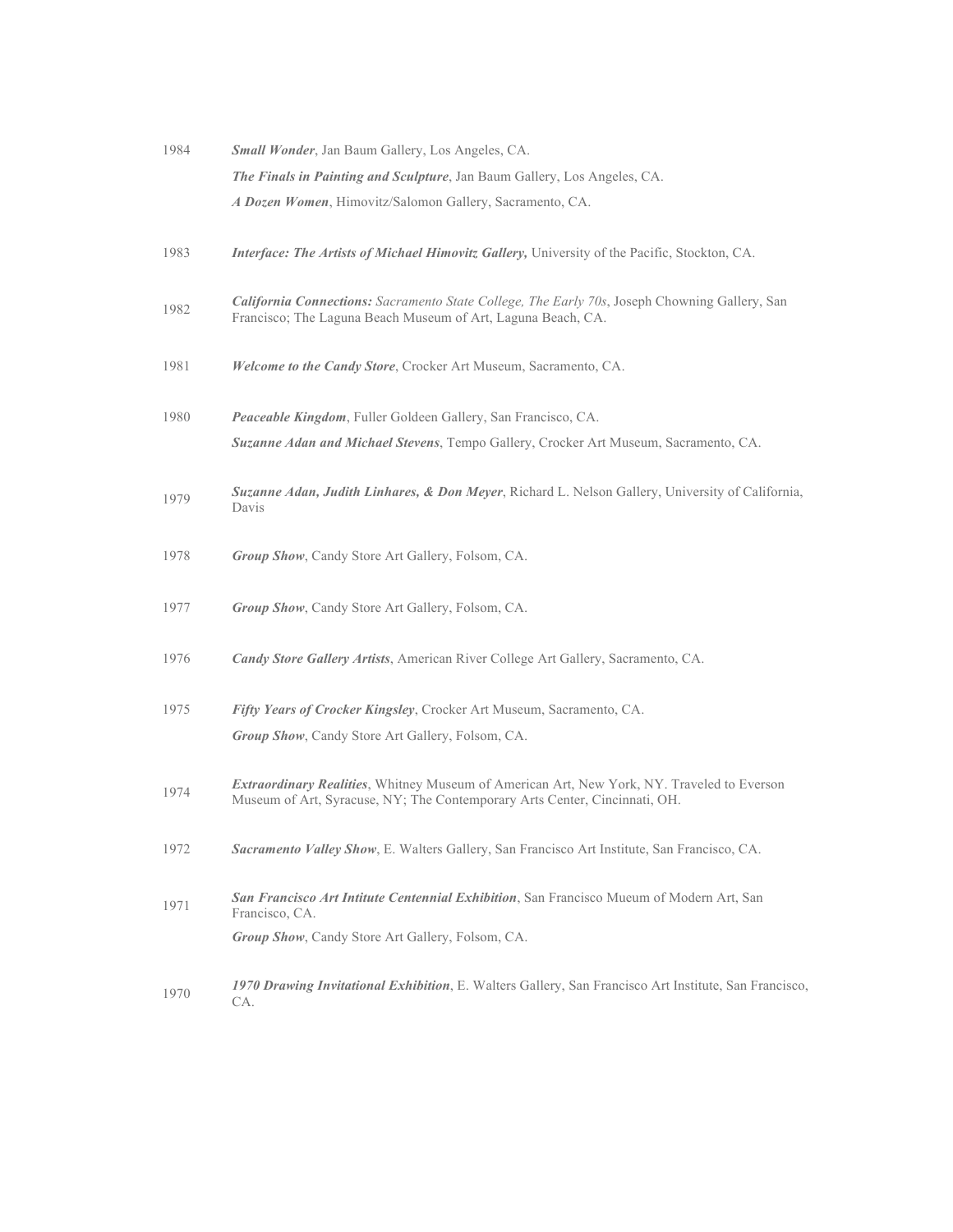1984 ***Small Wonder***, Jan Baum Gallery, Los Angeles, CA.

***The Finals in Painting and Sculpture***, Jan Baum Gallery, Los Angeles, CA.

***A Dozen Women***, Himovitz/Salomon Gallery, Sacramento, CA.

1983 ***Interface: The Artists of Michael Himovitz Gallery,*** University of the Pacific, Stockton, CA.

1982 ***California Connections:*** *Sacramento State College, The Early 70s*, Joseph Chowning Gallery, San Francisco; The Laguna Beach Museum of Art, Laguna Beach, CA.

1981 ***Welcome to the Candy Store***, Crocker Art Museum, Sacramento, CA.

1980 ***Peaceable Kingdom***, Fuller Goldeen Gallery, San Francisco, CA.

***Suzanne Adan and Michael Stevens***, Tempo Gallery, Crocker Art Museum, Sacramento, CA.

1979 ***Suzanne Adan, Judith Linhares, & Don Meyer***, Richard L. Nelson Gallery, University of California, Davis

1978 ***Group Show***, Candy Store Art Gallery, Folsom, CA.

1977 ***Group Show***, Candy Store Art Gallery, Folsom, CA.

1976 ***Candy Store Gallery Artists***, American River College Art Gallery, Sacramento, CA.

1975 ***Fifty Years of Crocker Kingsley***, Crocker Art Museum, Sacramento, CA.

***Group Show***, Candy Store Art Gallery, Folsom, CA.

1974 ***Extraordinary Realities***, Whitney Museum of American Art, New York, NY. Traveled to Everson Museum of Art, Syracuse, NY; The Contemporary Arts Center, Cincinnati, OH.

1972 ***Sacramento Valley Show***, E. Walters Gallery, San Francisco Art Institute, San Francisco, CA.

1971 ***San Francisco Art Intitute Centennial Exhibition***, San Francisco Mueum of Modern Art, San Francisco, CA.

***Group Show***, Candy Store Art Gallery, Folsom, CA.

1970 ***1970 Drawing Invitational Exhibition***, E. Walters Gallery, San Francisco Art Institute, San Francisco, CA.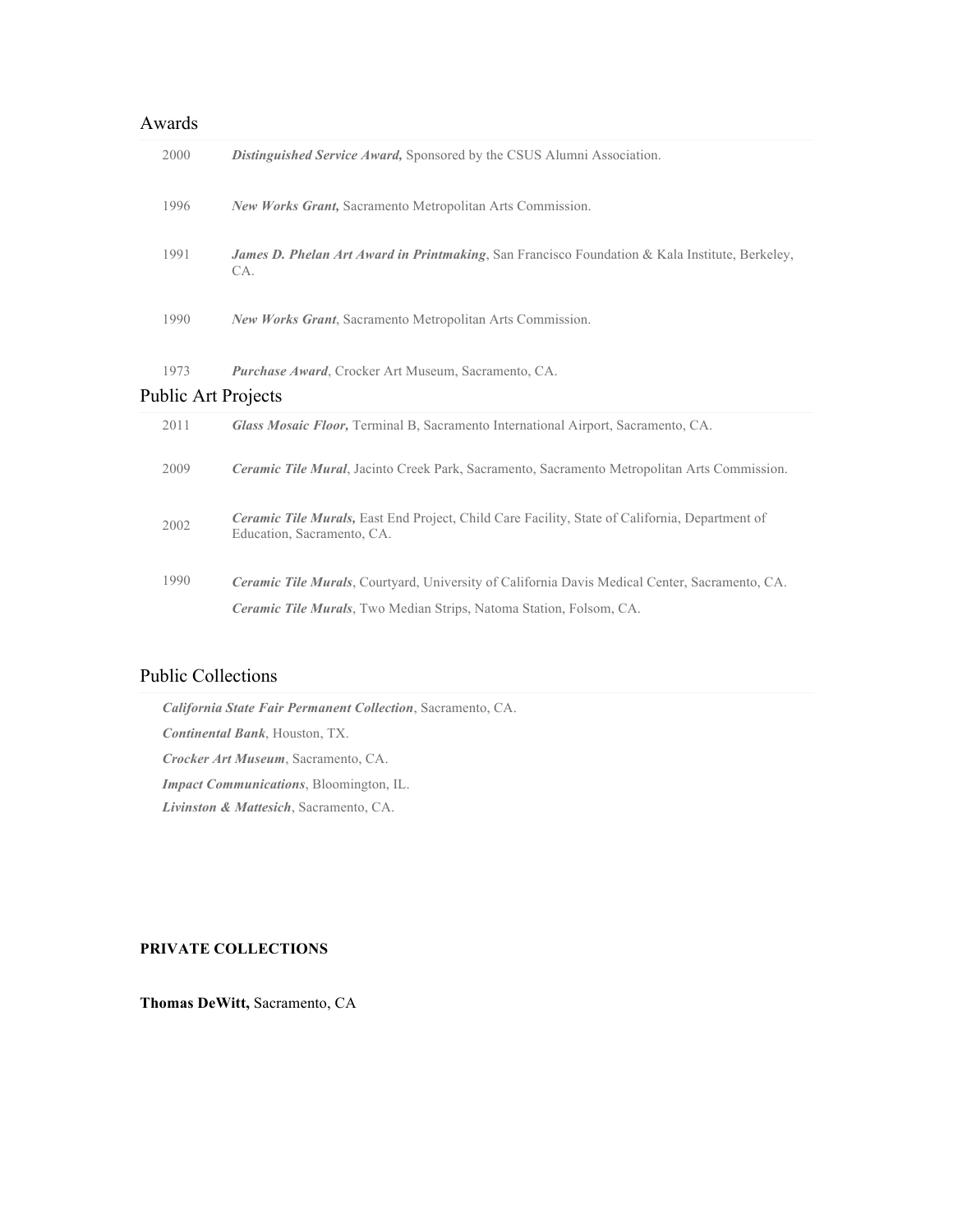## Awards

| | |
|---|---|
| 2000 | ***Distinguished Service Award,*** Sponsored by the CSUS Alumni Association. |
| 1996 | ***New Works Grant,*** Sacramento Metropolitan Arts Commission. |
| 1991 | ***James D. Phelan Art Award in Printmaking***, San Francisco Foundation & Kala Institute, Berkeley, CA. |
| 1990 | ***New Works Grant***, Sacramento Metropolitan Arts Commission. |
| 1973 | ***Purchase Award***, Crocker Art Museum, Sacramento, CA. |

## Public Art Projects

| | |
|---|---|
| 2011 | ***Glass Mosaic Floor,*** Terminal B, Sacramento International Airport, Sacramento, CA. |
| 2009 | ***Ceramic Tile Mural***, Jacinto Creek Park, Sacramento, Sacramento Metropolitan Arts Commission. |
| 2002 | ***Ceramic Tile Murals,*** East End Project, Child Care Facility, State of California, Department of Education, Sacramento, CA. |
| 1990 | ***Ceramic Tile Murals***, Courtyard, University of California Davis Medical Center, Sacramento, CA. |
| | ***Ceramic Tile Murals***, Two Median Strips, Natoma Station, Folsom, CA. |

## Public Collections

***California State Fair Permanent Collection***, Sacramento, CA.

***Continental Bank***, Houston, TX.

***Crocker Art Museum***, Sacramento, CA.

***Impact Communications***, Bloomington, IL.

***Livinston & Mattesich***, Sacramento, CA.

**PRIVATE COLLECTIONS**

**Thomas DeWitt,** Sacramento, CA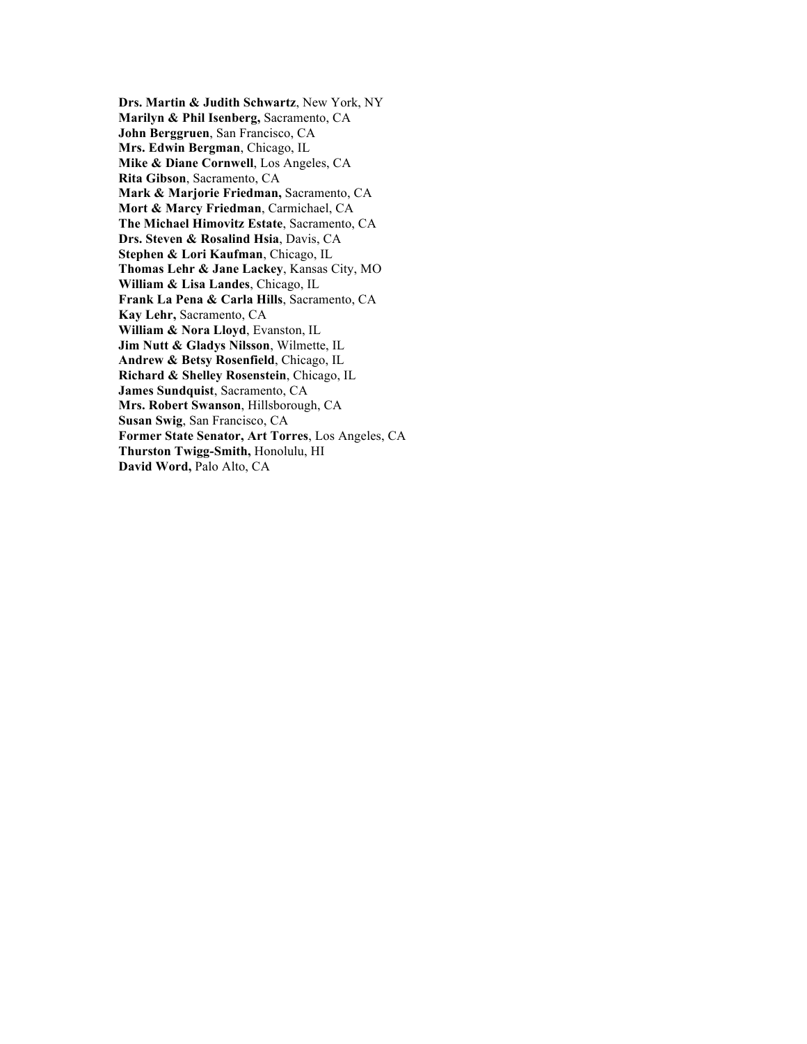**Drs. Martin & Judith Schwartz**, New York, NY  
**Marilyn & Phil Isenberg,** Sacramento, CA  
**John Berggruen**, San Francisco, CA  
**Mrs. Edwin Bergman**, Chicago, IL  
**Mike & Diane Cornwell**, Los Angeles, CA  
**Rita Gibson**, Sacramento, CA  
**Mark & Marjorie Friedman,** Sacramento, CA  
**Mort & Marcy Friedman**, Carmichael, CA  
**The Michael Himovitz Estate**, Sacramento, CA  
**Drs. Steven & Rosalind Hsia**, Davis, CA  
**Stephen & Lori Kaufman**, Chicago, IL  
**Thomas Lehr & Jane Lackey**, Kansas City, MO  
**William & Lisa Landes**, Chicago, IL  
**Frank La Pena & Carla Hills**, Sacramento, CA  
**Kay Lehr,** Sacramento, CA  
**William & Nora Lloyd**, Evanston, IL  
**Jim Nutt & Gladys Nilsson**, Wilmette, IL  
**Andrew & Betsy Rosenfield**, Chicago, IL  
**Richard & Shelley Rosenstein**, Chicago, IL  
**James Sundquist**, Sacramento, CA  
**Mrs. Robert Swanson**, Hillsborough, CA  
**Susan Swig**, San Francisco, CA  
**Former State Senator, Art Torres**, Los Angeles, CA  
**Thurston Twigg-Smith,** Honolulu, HI  
**David Word,** Palo Alto, CA